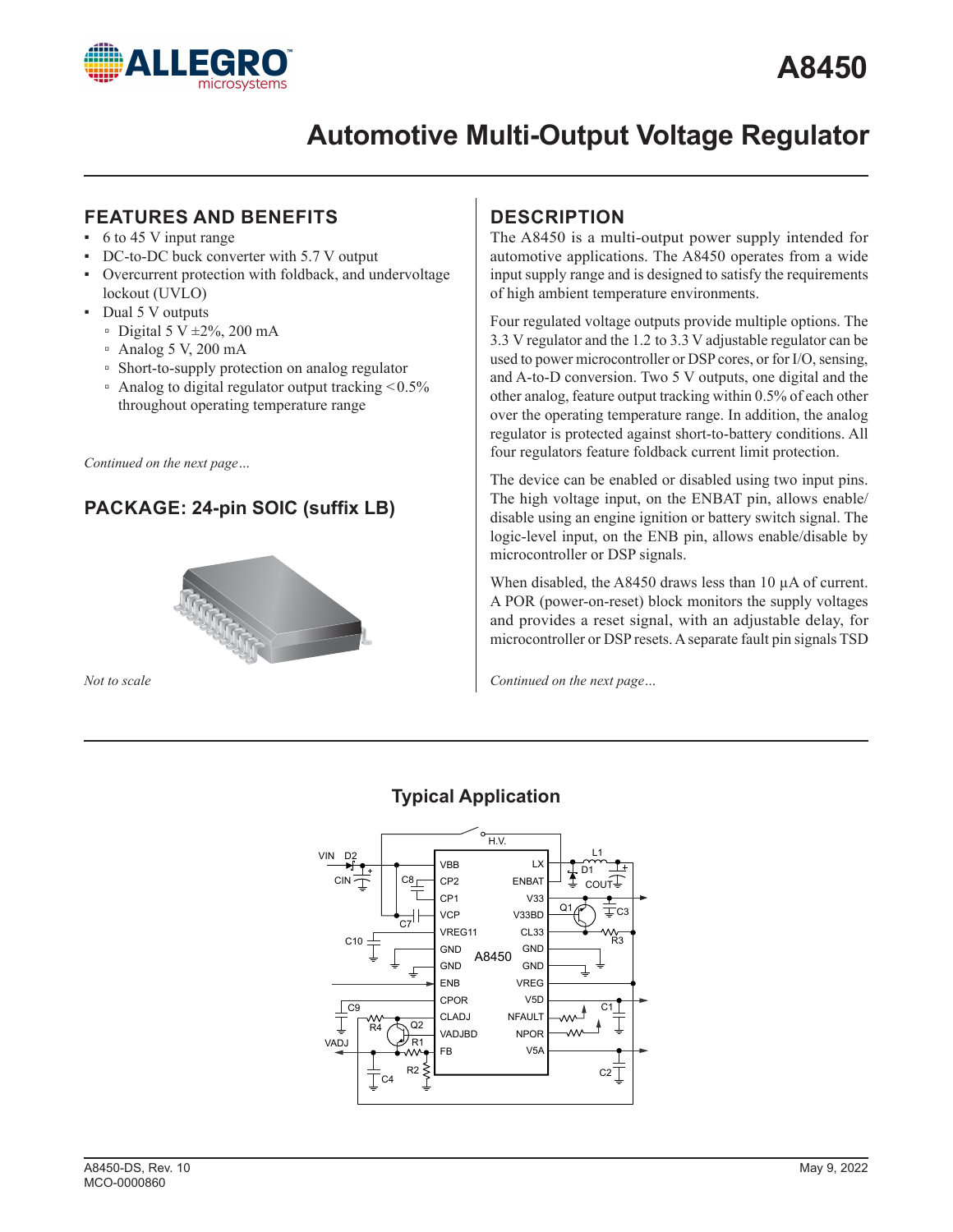# A8450

# Automotive Multi-Output Voltage Regulator

## FEATURES AND BENEFITS

- 6 to 45 V input range
- DC-to-DC buck converter with 5.7 V output
- Overcurrent protection with foldback, and undervoltage lockout (UVLO)
- Dual 5 V outputs
  - Digital 5 V ±2%, 200 mA
  - Analog 5 V, 200 mA
  - Short-to-supply protection on analog regulator
  - Analog to digital regulator output tracking <0.5% throughout operating temperature range

*Continued on the next page…*

## PACKAGE: 24-pin SOIC (suffix LB)

*Not to scale*

## DESCRIPTION

The A8450 is a multi-output power supply intended for automotive applications. The A8450 operates from a wide input supply range and is designed to satisfy the requirements of high ambient temperature environments.

Four regulated voltage outputs provide multiple options. The 3.3 V regulator and the 1.2 to 3.3 V adjustable regulator can be used to power microcontroller or DSP cores, or for I/O, sensing, and A-to-D conversion. Two 5 V outputs, one digital and the other analog, feature output tracking within 0.5% of each other over the operating temperature range. In addition, the analog regulator is protected against short-to-battery conditions. All four regulators feature foldback current limit protection.

The device can be enabled or disabled using two input pins. The high voltage input, on the ENBAT pin, allows enable/disable using an engine ignition or battery switch signal. The logic-level input, on the ENB pin, allows enable/disable by microcontroller or DSP signals.

When disabled, the A8450 draws less than 10 µA of current. A POR (power-on-reset) block monitors the supply voltages and provides a reset signal, with an adjustable delay, for microcontroller or DSP resets. A separate fault pin signals TSD

*Continued on the next page…*

## Typical Application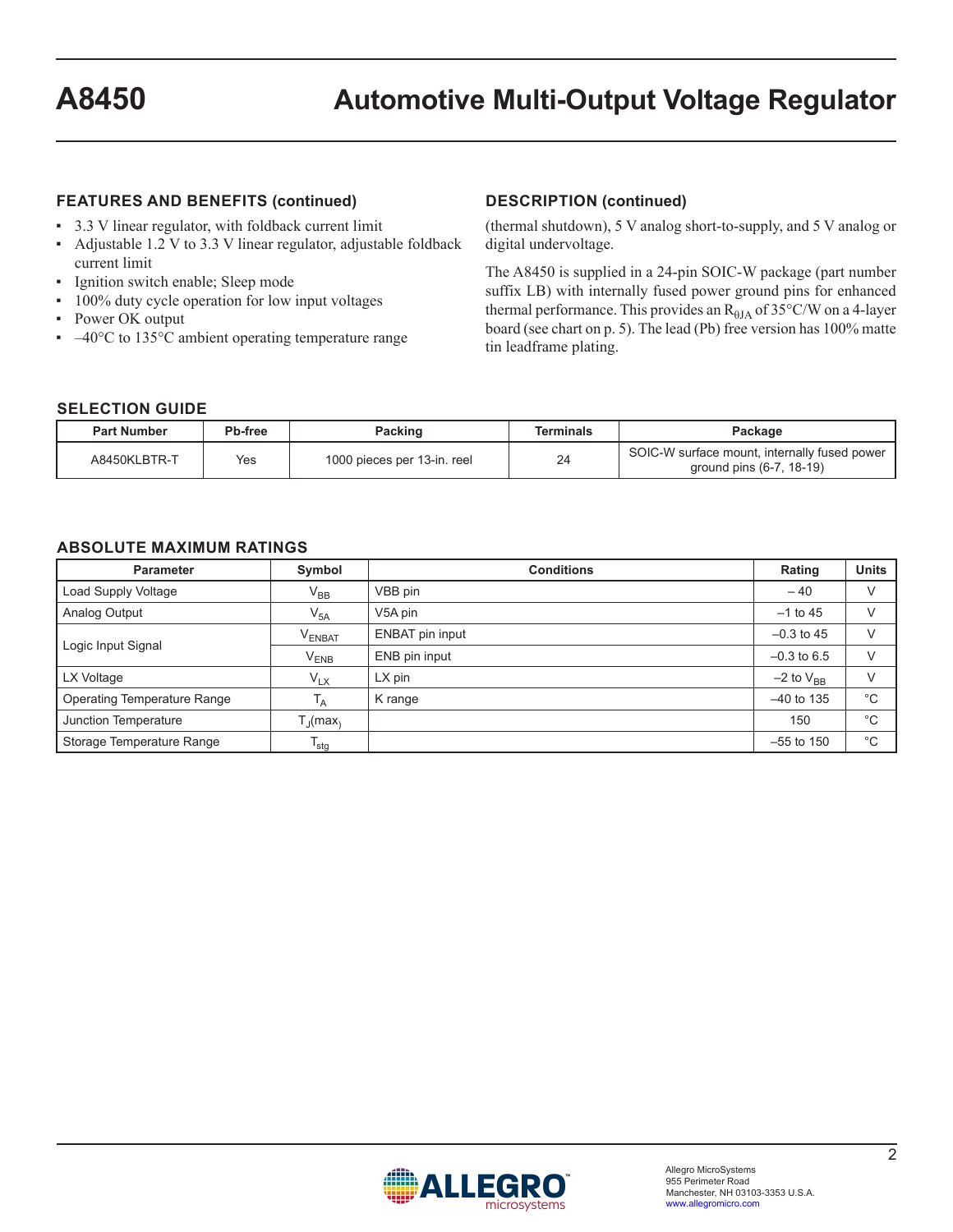## FEATURES AND BENEFITS (continued)

- 3.3 V linear regulator, with foldback current limit
- Adjustable 1.2 V to 3.3 V linear regulator, adjustable foldback current limit
- Ignition switch enable; Sleep mode
- 100% duty cycle operation for low input voltages
- Power OK output
- –40°C to 135°C ambient operating temperature range

## DESCRIPTION (continued)

(thermal shutdown), 5 V analog short-to-supply, and 5 V analog or digital undervoltage.

The A8450 is supplied in a 24-pin SOIC-W package (part number suffix LB) with internally fused power ground pins for enhanced thermal performance. This provides an $R_{\theta JA}$ of 35°C/W on a 4-layer board (see chart on p. 5). The lead (Pb) free version has 100% matte tin leadframe plating.

## SELECTION GUIDE

| Part Number | Pb-free | Packing | Terminals | Package |
|---|---|---|---|---|
| A8450KLBTR-T | Yes | 1000 pieces per 13-in. reel | 24 | SOIC-W surface mount, internally fused power ground pins (6-7, 18-19) |

## ABSOLUTE MAXIMUM RATINGS

| Parameter | Symbol | Conditions | Rating | Units |
|---|---|---|---|---|
| Load Supply Voltage | $V_{BB}$ | VBB pin | – 40 | V |
| Analog Output | $V_{5A}$ | V5A pin | –1 to 45 | V |
| Logic Input Signal | $V_{ENBAT}$ | ENBAT pin input | –0.3 to 45 | V |
| | $V_{ENB}$ | ENB pin input | –0.3 to 6.5 | V |
| LX Voltage | $V_{LX}$ | LX pin | –2 to $V_{BB}$ | V |
| Operating Temperature Range | $T_A$ | K range | –40 to 135 | °C |
| Junction Temperature | $T_J(max)$ | | 150 | °C |
| Storage Temperature Range | $T_{stg}$ | | –55 to 150 | °C |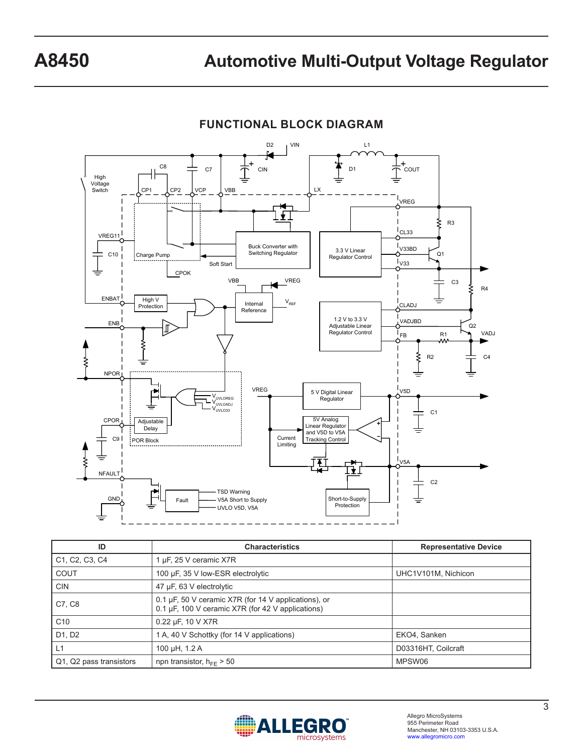## FUNCTIONAL BLOCK DIAGRAM

| ID | Characteristics | Representative Device |
|---|---|---|
| C1, C2, C3, C4 | 1 µF, 25 V ceramic X7R | |
| COUT | 100 µF, 35 V low-ESR electrolytic | UHC1V101M, Nichicon |
| CIN | 47 µF, 63 V electrolytic | |
| C7, C8 | 0.1 µF, 50 V ceramic X7R (for 14 V applications), or<br>0.1 µF, 100 V ceramic X7R (for 42 V applications) | |
| C10 | 0.22 µF, 10 V X7R | |
| D1, D2 | 1 A, 40 V Schottky (for 14 V applications) | EKO4, Sanken |
| L1 | 100 µH, 1.2 A | D03316HT, Coilcraft |
| Q1, Q2 pass transistors | npn transistor, $h_{FE}$ > 50 | MPSW06 |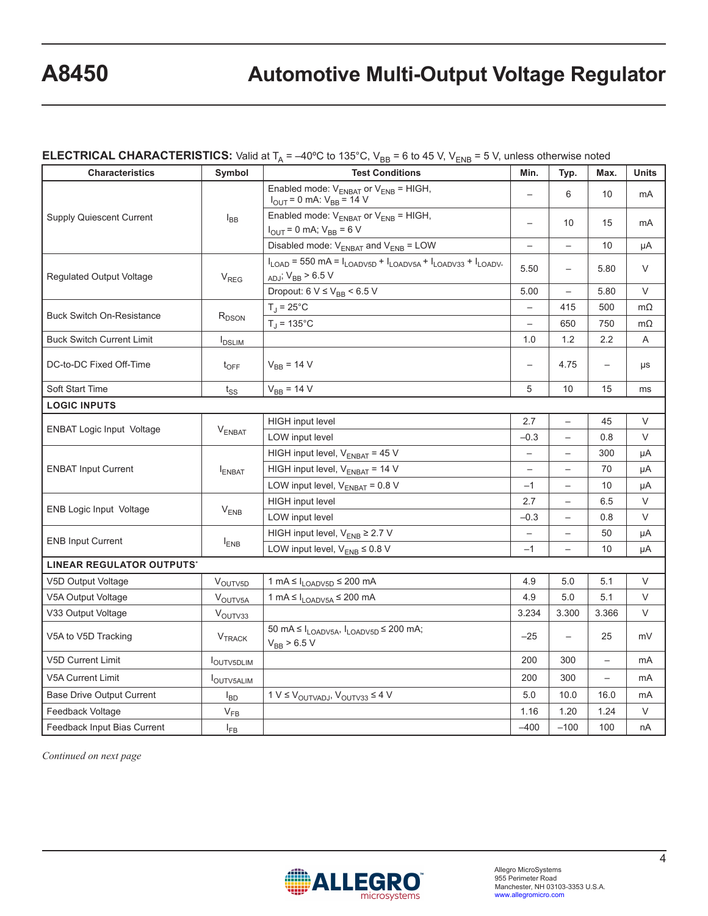**ELECTRICAL CHARACTERISTICS:** Valid at $T_A$ = –40ºC to 135°C, $V_{BB}$ = 6 to 45 V, $V_{ENB}$ = 5 V, unless otherwise noted

| Characteristics | Symbol | Test Conditions | Min. | Typ. | Max. | Units |
|---|---|---|---|---|---|---|
| Supply Quiescent Current | $I_{BB}$ | Enabled mode: $V_{ENBAT}$ or $V_{ENB}$ = HIGH, $I_{OUT}$ = 0 mA: $V_{BB}$ = 14 V | – | 6 | 10 | mA |
| | | Enabled mode: $V_{ENBAT}$ or $V_{ENB}$ = HIGH, $I_{OUT}$ = 0 mA; $V_{BB}$ = 6 V | – | 10 | 15 | mA |
| | | Disabled mode: $V_{ENBAT}$ and $V_{ENB}$ = LOW | – | – | 10 | μA |
| Regulated Output Voltage | $V_{REG}$ | $I_{LOAD}$ = 550 mA = $I_{LOADV5D}$ + $I_{LOADV5A}$ + $I_{LOADV33}$ + $I_{LOADV-ADJ}$; $V_{BB}$ > 6.5 V | 5.50 | – | 5.80 | V |
| | | Dropout: 6 V ≤ $V_{BB}$ < 6.5 V | 5.00 | – | 5.80 | V |
| Buck Switch On-Resistance | $R_{DSON}$ | $T_J$ = 25°C | – | 415 | 500 | mΩ |
| | | $T_J$ = 135°C | – | 650 | 750 | mΩ |
| Buck Switch Current Limit | $I_{DSLIM}$ | | 1.0 | 1.2 | 2.2 | A |
| DC-to-DC Fixed Off-Time | $t_{OFF}$ | $V_{BB}$ = 14 V | – | 4.75 | – | μs |
| Soft Start Time | $t_{SS}$ | $V_{BB}$ = 14 V | 5 | 10 | 15 | ms |
| **LOGIC INPUTS** | | | | | | |
| ENBAT Logic Input Voltage | $V_{ENBAT}$ | HIGH input level | 2.7 | – | 45 | V |
| | | LOW input level | –0.3 | – | 0.8 | V |
| ENBAT Input Current | $I_{ENBAT}$ | HIGH input level, $V_{ENBAT}$ = 45 V | – | – | 300 | μA |
| | | HIGH input level, $V_{ENBAT}$ = 14 V | – | – | 70 | μA |
| | | LOW input level, $V_{ENBAT}$ = 0.8 V | –1 | – | 10 | μA |
| ENB Logic Input Voltage | $V_{ENB}$ | HIGH input level | 2.7 | – | 6.5 | V |
| | | LOW input level | –0.3 | – | 0.8 | V |
| ENB Input Current | $I_{ENB}$ | HIGH input level, $V_{ENB}$ ≥ 2.7 V | – | – | 50 | μA |
| | | LOW input level, $V_{ENB}$ ≤ 0.8 V | –1 | – | 10 | μA |
| **LINEAR REGULATOR OUTPUTS*** | | | | | | |
| V5D Output Voltage | $V_{OUTV5D}$ | 1 mA ≤ $I_{LOADV5D}$ ≤ 200 mA | 4.9 | 5.0 | 5.1 | V |
| V5A Output Voltage | $V_{OUTV5A}$ | 1 mA ≤ $I_{LOADV5A}$ ≤ 200 mA | 4.9 | 5.0 | 5.1 | V |
| V33 Output Voltage | $V_{OUTV33}$ | | 3.234 | 3.300 | 3.366 | V |
| V5A to V5D Tracking | $V_{TRACK}$ | 50 mA ≤ $I_{LOADV5A}$, $I_{LOADV5D}$ ≤ 200 mA; $V_{BB}$ > 6.5 V | –25 | – | 25 | mV |
| V5D Current Limit | $I_{OUTV5DLIM}$ | | 200 | 300 | – | mA |
| V5A Current Limit | $I_{OUTV5ALIM}$ | | 200 | 300 | – | mA |
| Base Drive Output Current | $I_{BD}$ | 1 V ≤ $V_{OUTVADJ}$, $V_{OUTV33}$ ≤ 4 V | 5.0 | 10.0 | 16.0 | mA |
| Feedback Voltage | $V_{FB}$ | | 1.16 | 1.20 | 1.24 | V |
| Feedback Input Bias Current | $I_{FB}$ | | –400 | –100 | 100 | nA |

*Continued on next page*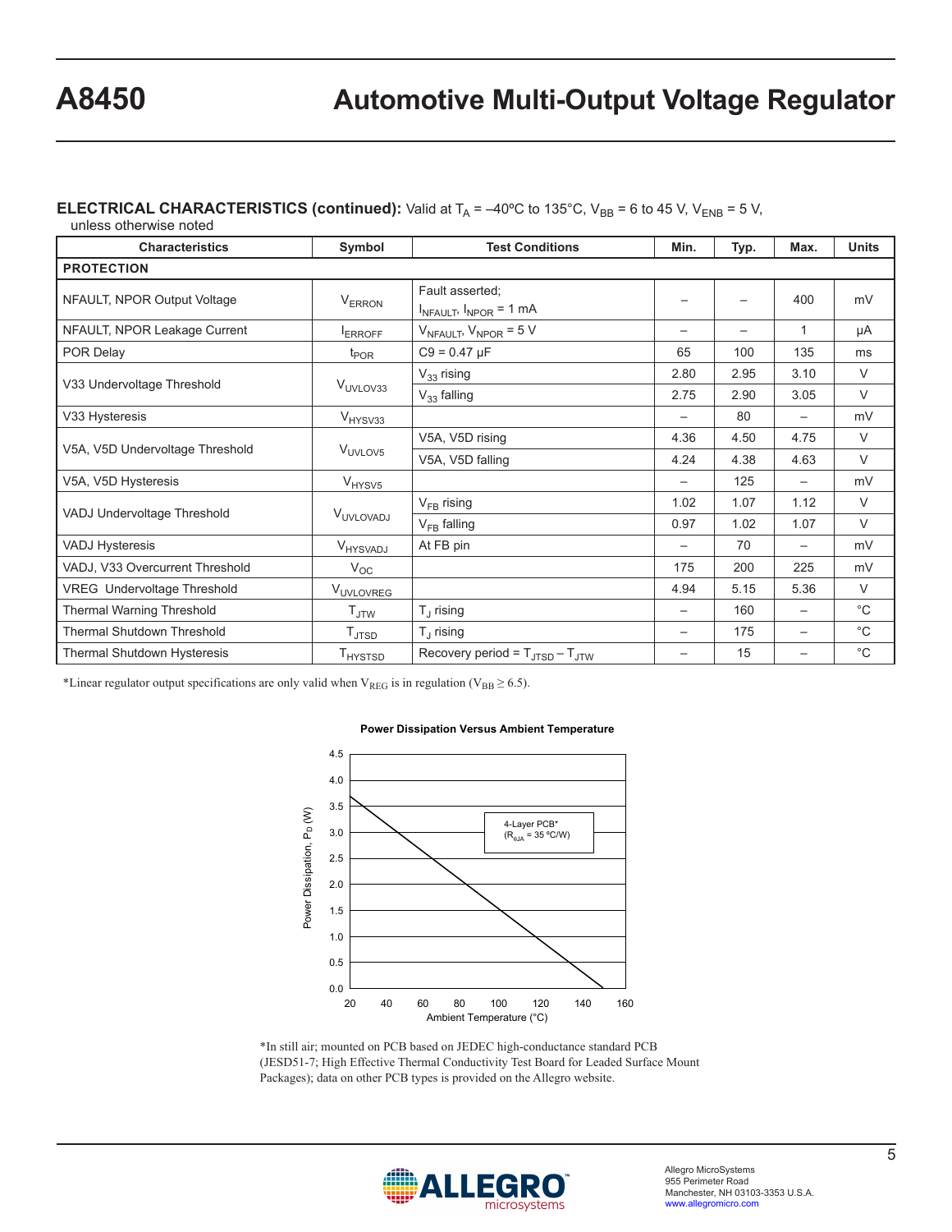**ELECTRICAL CHARACTERISTICS (continued):** Valid at $T_A$ = –40ºC to 135°C, $V_{BB}$ = 6 to 45 V, $V_{ENB}$ = 5 V, unless otherwise noted

| Characteristics | Symbol | Test Conditions | Min. | Typ. | Max. | Units |
|---|---|---|---|---|---|---|
| **PROTECTION** | | | | | | |
| NFAULT, NPOR Output Voltage | $V_{ERRON}$ | Fault asserted; $I_{NFAULT}$, $I_{NPOR}$ = 1 mA | – | – | 400 | mV |
| NFAULT, NPOR Leakage Current | $I_{ERROFF}$ | $V_{NFAULT}$, $V_{NPOR}$ = 5 V | – | – | 1 | μA |
| POR Delay | $t_{POR}$ | C9 = 0.47 µF | 65 | 100 | 135 | ms |
| V33 Undervoltage Threshold | $V_{UVLOV33}$ | $V_{33}$ rising | 2.80 | 2.95 | 3.10 | V |
| | | $V_{33}$ falling | 2.75 | 2.90 | 3.05 | V |
| V33 Hysteresis | $V_{HYSV33}$ | | – | 80 | – | mV |
| V5A, V5D Undervoltage Threshold | $V_{UVLOV5}$ | V5A, V5D rising | 4.36 | 4.50 | 4.75 | V |
| | | V5A, V5D falling | 4.24 | 4.38 | 4.63 | V |
| V5A, V5D Hysteresis | $V_{HYSV5}$ | | – | 125 | – | mV |
| VADJ Undervoltage Threshold | $V_{UVLOVADJ}$ | $V_{FB}$ rising | 1.02 | 1.07 | 1.12 | V |
| | | $V_{FB}$ falling | 0.97 | 1.02 | 1.07 | V |
| VADJ Hysteresis | $V_{HYSVADJ}$ | At FB pin | – | 70 | – | mV |
| VADJ, V33 Overcurrent Threshold | $V_{OC}$ | | 175 | 200 | 225 | mV |
| VREG Undervoltage Threshold | $V_{UVLOVREG}$ | | 4.94 | 5.15 | 5.36 | V |
| Thermal Warning Threshold | $T_{JTW}$ | $T_J$ rising | – | 160 | – | °C |
| Thermal Shutdown Threshold | $T_{JTSD}$ | $T_J$ rising | – | 175 | – | °C |
| Thermal Shutdown Hysteresis | $T_{HYSTSD}$ | Recovery period = $T_{JTSD} - T_{JTW}$ | – | 15 | – | °C |

*Linear regulator output specifications are only valid when $V_{REG}$ is in regulation ($V_{BB} \geq 6.5$).

**Power Dissipation Versus Ambient Temperature**

4-Layer PCB* ($R_{\theta JA}$ = 35 ºC/W)

*In still air; mounted on PCB based on JEDEC high-conductance standard PCB (JESD51-7; High Effective Thermal Conductivity Test Board for Leaded Surface Mount Packages); data on other PCB types is provided on the Allegro website.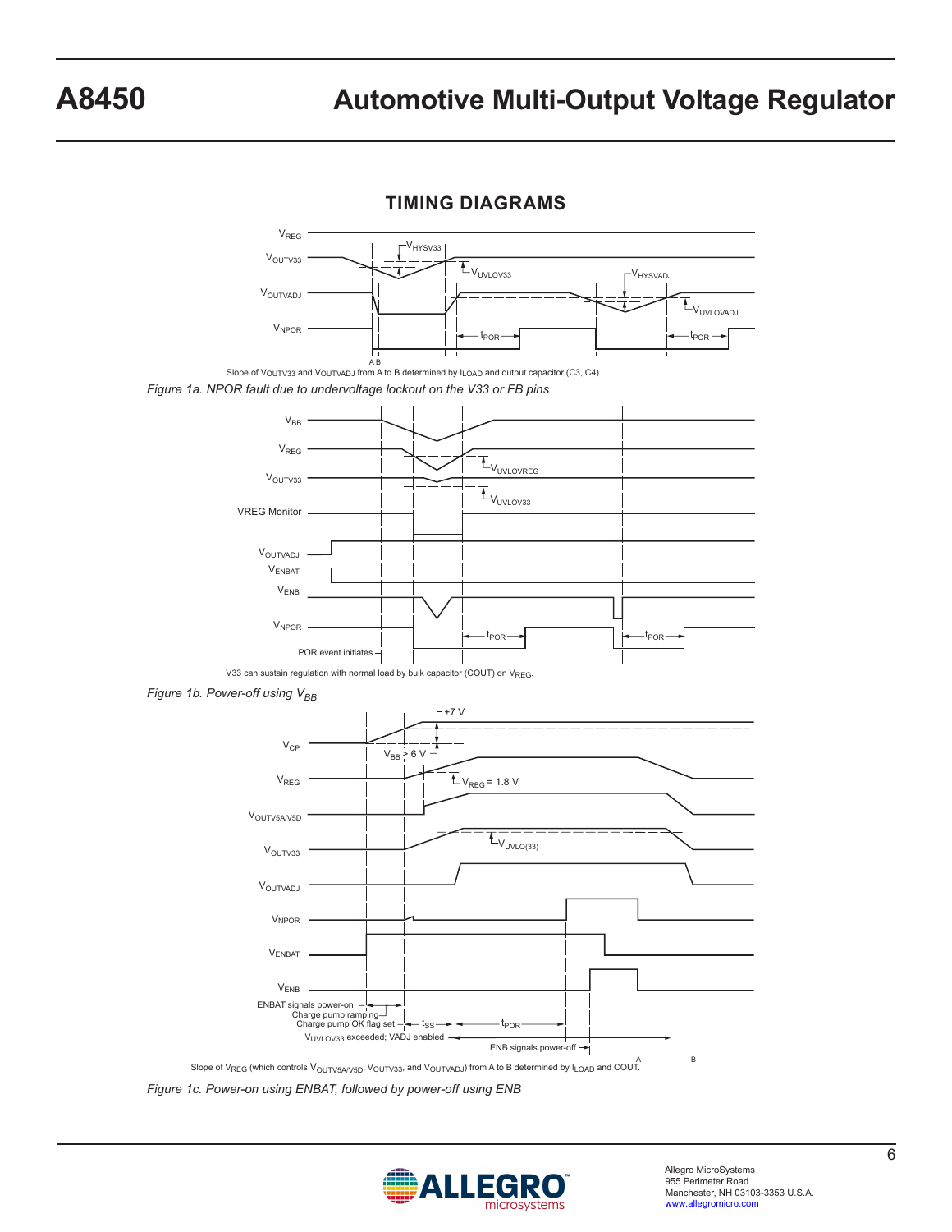## TIMING DIAGRAMS

Slope of $V_{OUTV33}$ and $V_{OUTVADJ}$ from A to B determined by $I_{LOAD}$ and output capacitor (C3, C4).

*Figure 1a. NPOR fault due to undervoltage lockout on the V33 or FB pins*

V33 can sustain regulation with normal load by bulk capacitor (COUT) on $V_{REG}$.

*Figure 1b. Power-off using $V_{BB}$*

Slope of $V_{REG}$ (which controls $V_{OUTV5A/V5D}$, $V_{OUTV33}$, and $V_{OUTVADJ}$) from A to B determined by $I_{LOAD}$ and COUT.

*Figure 1c. Power-on using ENBAT, followed by power-off using ENB*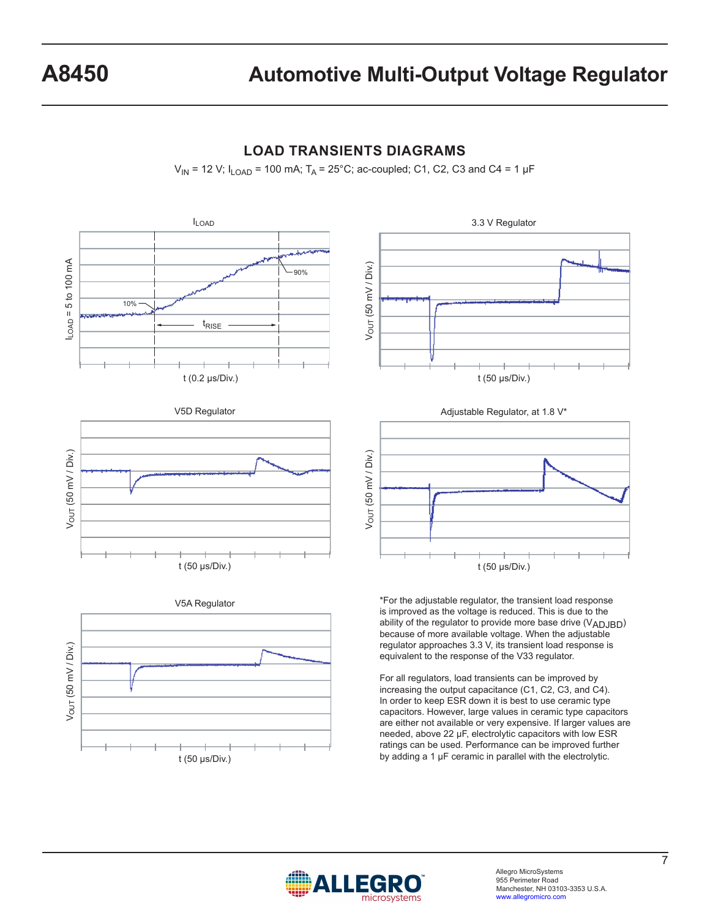## LOAD TRANSIENTS DIAGRAMS

$V_{IN}$ = 12 V; $I_{LOAD}$ = 100 mA; $T_A$ = 25°C; ac-coupled; C1, C2, C3 and C4 = 1 µF

$I_{LOAD}$

$I_{LOAD}$ = 5 to 100 mA

10%

90%

$t_{RISE}$

t (0.2 µs/Div.)

3.3 V Regulator

$V_{OUT}$ (50 mV / Div.)

t (50 µs/Div.)

V5D Regulator

$V_{OUT}$ (50 mV / Div.)

t (50 µs/Div.)

Adjustable Regulator, at 1.8 V*

$V_{OUT}$ (50 mV / Div.)

t (50 µs/Div.)

V5A Regulator

$V_{OUT}$ (50 mV / Div.)

t (50 µs/Div.)

*For the adjustable regulator, the transient load response is improved as the voltage is reduced. This is due to the ability of the regulator to provide more base drive ($V_{ADJBD}$) because of more available voltage. When the adjustable regulator approaches 3.3 V, its transient load response is equivalent to the response of the V33 regulator.

For all regulators, load transients can be improved by increasing the output capacitance (C1, C2, C3, and C4). In order to keep ESR down it is best to use ceramic type capacitors. However, large values in ceramic type capacitors are either not available or very expensive. If larger values are needed, above 22 µF, electrolytic capacitors with low ESR ratings can be used. Performance can be improved further by adding a 1 µF ceramic in parallel with the electrolytic.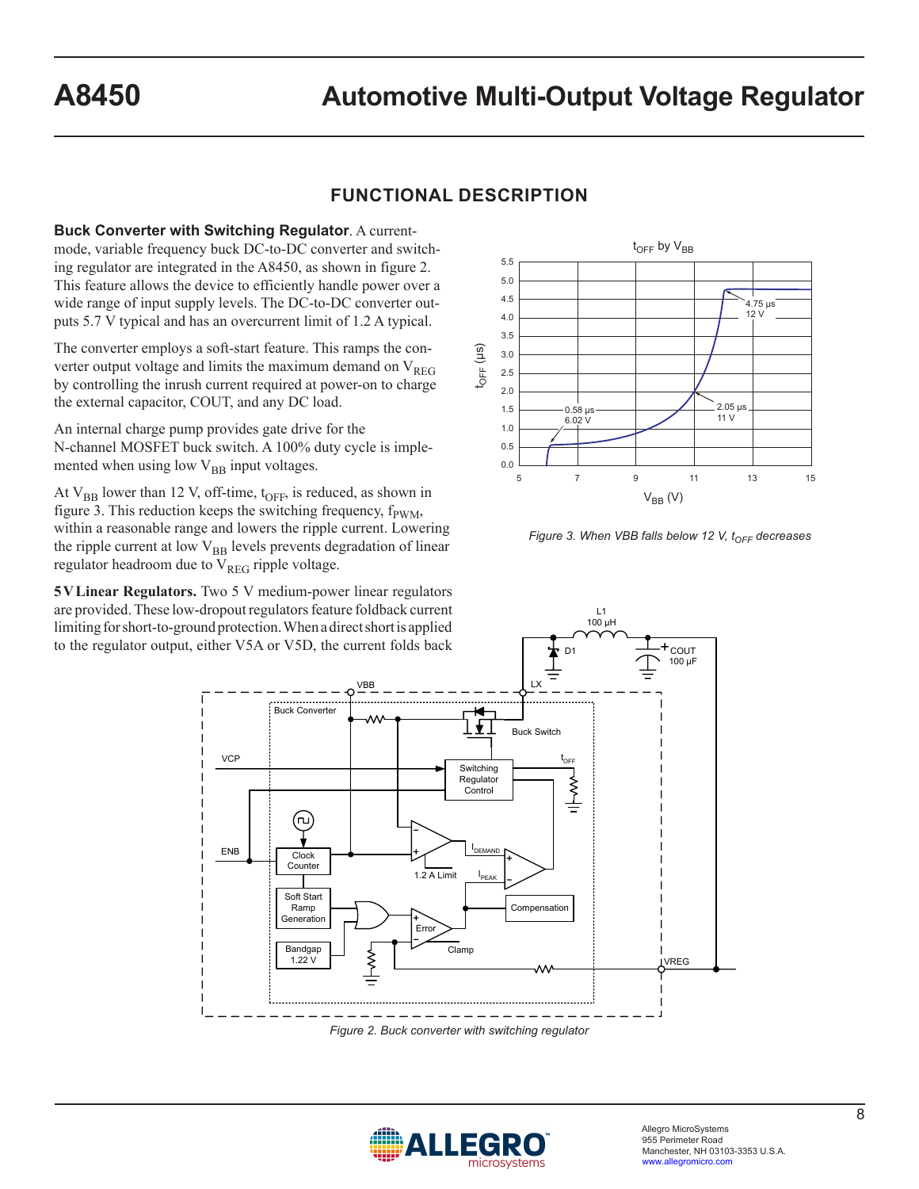## FUNCTIONAL DESCRIPTION

**Buck Converter with Switching Regulator**. A current-mode, variable frequency buck DC-to-DC converter and switching regulator are integrated in the A8450, as shown in figure 2. This feature allows the device to efficiently handle power over a wide range of input supply levels. The DC-to-DC converter outputs 5.7 V typical and has an overcurrent limit of 1.2 A typical.

The converter employs a soft-start feature. This ramps the converter output voltage and limits the maximum demand on $V_{REG}$ by controlling the inrush current required at power-on to charge the external capacitor, COUT, and any DC load.

An internal charge pump provides gate drive for the N-channel MOSFET buck switch. A 100% duty cycle is implemented when using low $V_{BB}$ input voltages.

At $V_{BB}$ lower than 12 V, off-time, $t_{OFF}$, is reduced, as shown in figure 3. This reduction keeps the switching frequency, $f_{PWM}$, within a reasonable range and lowers the ripple current. Lowering the ripple current at low $V_{BB}$ levels prevents degradation of linear regulator headroom due to $V_{REG}$ ripple voltage.

**5 V Linear Regulators.** Two 5 V medium-power linear regulators are provided. These low-dropout regulators feature foldback current limiting for short-to-ground protection. When a direct short is applied to the regulator output, either V5A or V5D, the current folds back

*Figure 3. When VBB falls below 12 V, $t_{OFF}$ decreases*

*Figure 2. Buck converter with switching regulator*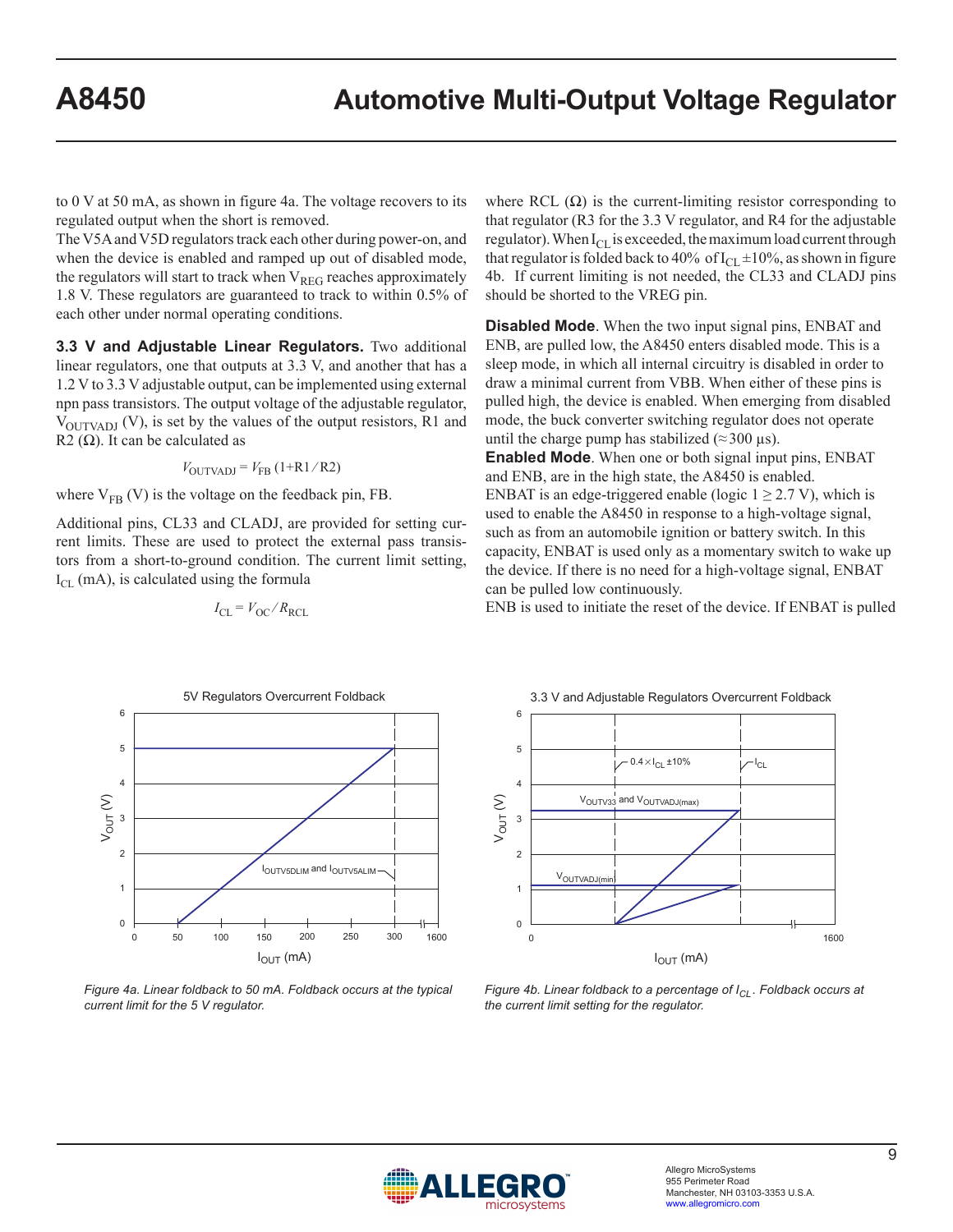to 0 V at 50 mA, as shown in figure 4a. The voltage recovers to its regulated output when the short is removed.

The V5A and V5D regulators track each other during power-on, and when the device is enabled and ramped up out of disabled mode, the regulators will start to track when $V_{REG}$ reaches approximately 1.8 V. These regulators are guaranteed to track to within 0.5% of each other under normal operating conditions.

**3.3 V and Adjustable Linear Regulators.** Two additional linear regulators, one that outputs at 3.3 V, and another that has a 1.2 V to 3.3 V adjustable output, can be implemented using external npn pass transistors. The output voltage of the adjustable regulator, $V_{OUTVADJ}$ (V), is set by the values of the output resistors, R1 and R2 (Ω). It can be calculated as

$$V_{OUTVADJ} = V_{FB}\,(1 + R1 / R2)$$

where $V_{FB}$ (V) is the voltage on the feedback pin, FB.

Additional pins, CL33 and CLADJ, are provided for setting current limits. These are used to protect the external pass transistors from a short-to-ground condition. The current limit setting, $I_{CL}$ (mA), is calculated using the formula

$$I_{CL} = V_{OC} / R_{RCL}$$

where RCL (Ω) is the current-limiting resistor corresponding to that regulator (R3 for the 3.3 V regulator, and R4 for the adjustable regulator). When $I_{CL}$ is exceeded, the maximum load current through that regulator is folded back to 40% of $I_{CL}$ ±10%, as shown in figure 4b. If current limiting is not needed, the CL33 and CLADJ pins should be shorted to the VREG pin.

**Disabled Mode**. When the two input signal pins, ENBAT and ENB, are pulled low, the A8450 enters disabled mode. This is a sleep mode, in which all internal circuitry is disabled in order to draw a minimal current from VBB. When either of these pins is pulled high, the device is enabled. When emerging from disabled mode, the buck converter switching regulator does not operate until the charge pump has stabilized (≈300 µs).

**Enabled Mode**. When one or both signal input pins, ENBAT and ENB, are in the high state, the A8450 is enabled.

ENBAT is an edge-triggered enable (logic 1 ≥ 2.7 V), which is used to enable the A8450 in response to a high-voltage signal, such as from an automobile ignition or battery switch. In this capacity, ENBAT is used only as a momentary switch to wake up the device. If there is no need for a high-voltage signal, ENBAT can be pulled low continuously.

ENB is used to initiate the reset of the device. If ENBAT is pulled

*Figure 4a. Linear foldback to 50 mA. Foldback occurs at the typical current limit for the 5 V regulator.*

*Figure 4b. Linear foldback to a percentage of $I_{CL}$. Foldback occurs at the current limit setting for the regulator.*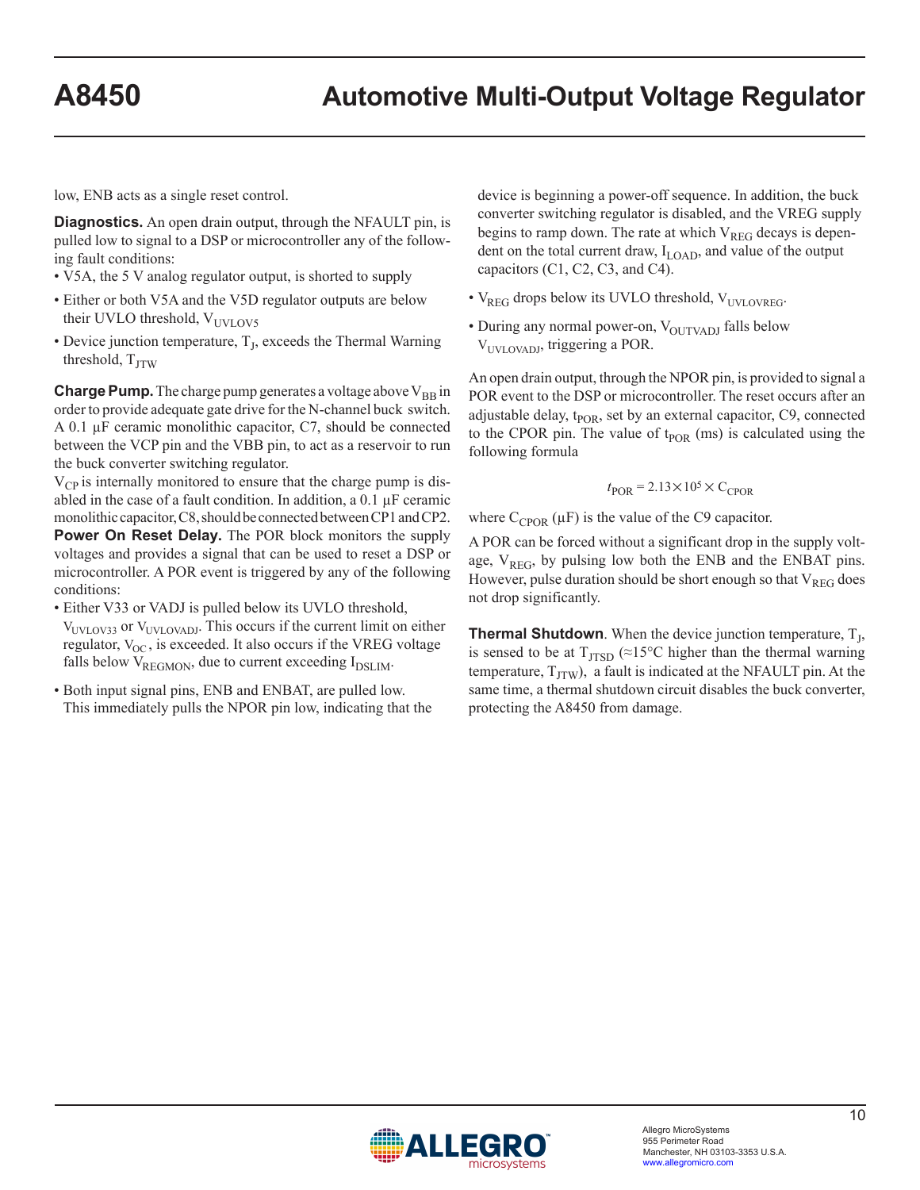low, ENB acts as a single reset control.

**Diagnostics.** An open drain output, through the NFAULT pin, is pulled low to signal to a DSP or microcontroller any of the following fault conditions:

- V5A, the 5 V analog regulator output, is shorted to supply
- Either or both V5A and the V5D regulator outputs are below their UVLO threshold, $V_{UVLOV5}$
- Device junction temperature, $T_J$, exceeds the Thermal Warning threshold, $T_{JTW}$

**Charge Pump.** The charge pump generates a voltage above $V_{BB}$ in order to provide adequate gate drive for the N-channel buck switch. A 0.1 µF ceramic monolithic capacitor, C7, should be connected between the VCP pin and the VBB pin, to act as a reservoir to run the buck converter switching regulator.

$V_{CP}$ is internally monitored to ensure that the charge pump is disabled in the case of a fault condition. In addition, a 0.1 µF ceramic monolithic capacitor, C8, should be connected between CP1 and CP2.

**Power On Reset Delay.** The POR block monitors the supply voltages and provides a signal that can be used to reset a DSP or microcontroller. A POR event is triggered by any of the following conditions:

- Either V33 or VADJ is pulled below its UVLO threshold, $V_{UVLOV33}$ or $V_{UVLOVADJ}$. This occurs if the current limit on either regulator, $V_{OC}$, is exceeded. It also occurs if the VREG voltage falls below $V_{REGMON}$, due to current exceeding $I_{DSLIM}$.
- Both input signal pins, ENB and ENBAT, are pulled low. This immediately pulls the NPOR pin low, indicating that the device is beginning a power-off sequence. In addition, the buck converter switching regulator is disabled, and the VREG supply begins to ramp down. The rate at which $V_{REG}$ decays is dependent on the total current draw, $I_{LOAD}$, and value of the output capacitors (C1, C2, C3, and C4).
- $V_{REG}$ drops below its UVLO threshold, $V_{UVLOVREG}$.
- During any normal power-on, $V_{OUTVADJ}$ falls below $V_{UVLOVADJ}$, triggering a POR.

An open drain output, through the NPOR pin, is provided to signal a POR event to the DSP or microcontroller. The reset occurs after an adjustable delay, $t_{POR}$, set by an external capacitor, C9, connected to the CPOR pin. The value of $t_{POR}$ (ms) is calculated using the following formula

$$t_{POR} = 2.13 \times 10^5 \times C_{CPOR}$$

where $C_{CPOR}$ (µF) is the value of the C9 capacitor.

A POR can be forced without a significant drop in the supply voltage, $V_{REG}$, by pulsing low both the ENB and the ENBAT pins. However, pulse duration should be short enough so that $V_{REG}$ does not drop significantly.

**Thermal Shutdown**. When the device junction temperature, $T_J$, is sensed to be at $T_{JTSD}$ (≈15°C higher than the thermal warning temperature, $T_{JTW}$), a fault is indicated at the NFAULT pin. At the same time, a thermal shutdown circuit disables the buck converter, protecting the A8450 from damage.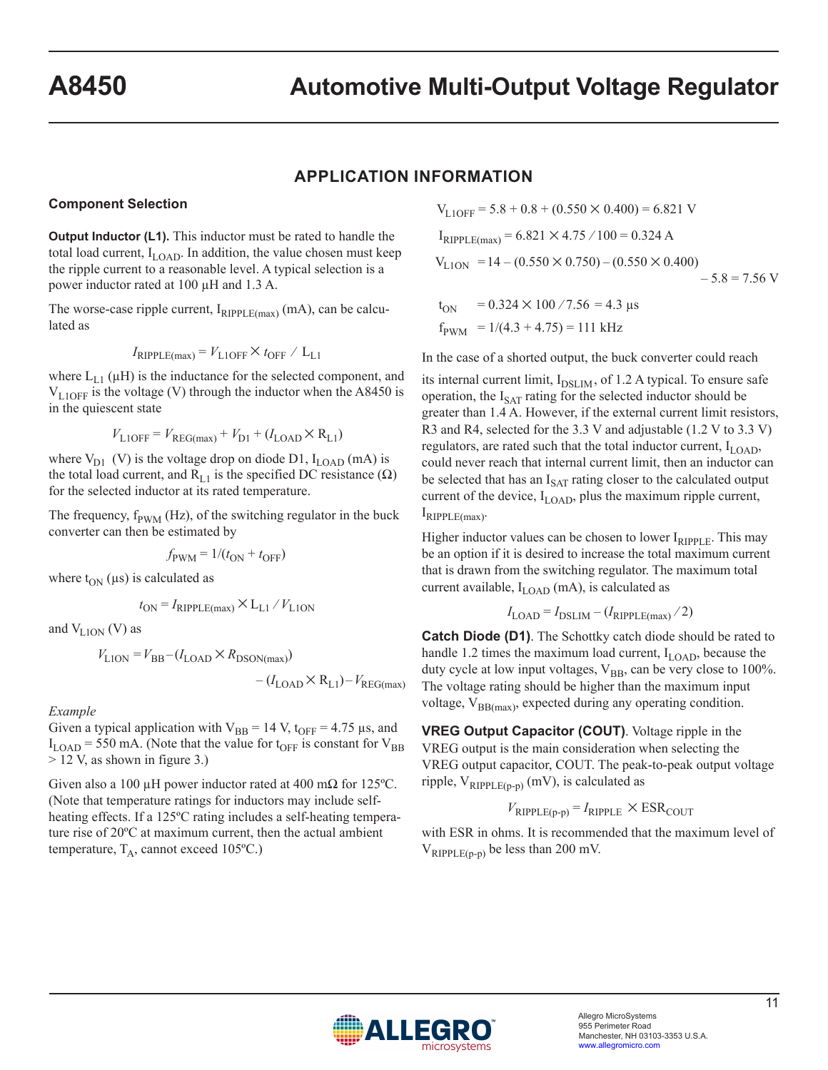## APPLICATION INFORMATION

### Component Selection

**Output Inductor (L1).** This inductor must be rated to handle the total load current, $I_{LOAD}$. In addition, the value chosen must keep the ripple current to a reasonable level. A typical selection is a power inductor rated at 100 µH and 1.3 A.

The worse-case ripple current, $I_{RIPPLE(max)}$ (mA), can be calculated as

$$I_{RIPPLE(max)} = V_{L1OFF} \times t_{OFF} \;/\; L_{L1}$$

where $L_{L1}$ (µH) is the inductance for the selected component, and $V_{L1OFF}$ is the voltage (V) through the inductor when the A8450 is in the quiescent state

$$V_{L1OFF} = V_{REG(max)} + V_{D1} + (I_{LOAD} \times R_{L1})$$

where $V_{D1}$ (V) is the voltage drop on diode D1, $I_{LOAD}$ (mA) is the total load current, and $R_{L1}$ is the specified DC resistance (Ω) for the selected inductor at its rated temperature.

The frequency, $f_{PWM}$ (Hz), of the switching regulator in the buck converter can then be estimated by

$$f_{PWM} = 1/(t_{ON} + t_{OFF})$$

where $t_{ON}$ (µs) is calculated as

$$t_{ON} = I_{RIPPLE(max)} \times L_{L1} \;/\; V_{L1ON}$$

and $V_{L1ON}$ (V) as

$$V_{L1ON} = V_{BB} - (I_{LOAD} \times R_{DSON(max)}) - (I_{LOAD} \times R_{L1}) - V_{REG(max)}$$

*Example*

Given a typical application with $V_{BB}$ = 14 V, $t_{OFF}$ = 4.75 µs, and $I_{LOAD}$ = 550 mA. (Note that the value for $t_{OFF}$ is constant for $V_{BB}$ > 12 V, as shown in figure 3.)

Given also a 100 µH power inductor rated at 400 mΩ for 125ºC. (Note that temperature ratings for inductors may include self-heating effects. If a 125ºC rating includes a self-heating temperature rise of 20ºC at maximum current, then the actual ambient temperature, $T_A$, cannot exceed 105ºC.)

$$V_{L1OFF} = 5.8 + 0.8 + (0.550 \times 0.400) = 6.821 \text{ V}$$

$$I_{RIPPLE(max)} = 6.821 \times 4.75 \;/\; 100 = 0.324 \text{ A}$$

$$V_{L1ON} = 14 - (0.550 \times 0.750) - (0.550 \times 0.400) - 5.8 = 7.56 \text{ V}$$

$$t_{ON} = 0.324 \times 100 \;/\; 7.56 = 4.3 \text{ µs}$$

$$f_{PWM} = 1/(4.3 + 4.75) = 111 \text{ kHz}$$

In the case of a shorted output, the buck converter could reach its internal current limit, $I_{DSLIM}$, of 1.2 A typical. To ensure safe operation, the $I_{SAT}$ rating for the selected inductor should be greater than 1.4 A. However, if the external current limit resistors, R3 and R4, selected for the 3.3 V and adjustable (1.2 V to 3.3 V) regulators, are rated such that the total inductor current, $I_{LOAD}$, could never reach that internal current limit, then an inductor can be selected that has an $I_{SAT}$ rating closer to the calculated output current of the device, $I_{LOAD}$, plus the maximum ripple current, $I_{RIPPLE(max)}$.

Higher inductor values can be chosen to lower $I_{RIPPLE}$. This may be an option if it is desired to increase the total maximum current that is drawn from the switching regulator. The maximum total current available, $I_{LOAD}$ (mA), is calculated as

$$I_{LOAD} = I_{DSLIM} - (I_{RIPPLE(max)} \;/\; 2)$$

**Catch Diode (D1)**. The Schottky catch diode should be rated to handle 1.2 times the maximum load current, $I_{LOAD}$, because the duty cycle at low input voltages, $V_{BB}$, can be very close to 100%. The voltage rating should be higher than the maximum input voltage, $V_{BB(max)}$, expected during any operating condition.

**VREG Output Capacitor (COUT)**. Voltage ripple in the VREG output is the main consideration when selecting the VREG output capacitor, COUT. The peak-to-peak output voltage ripple, $V_{RIPPLE(p\text{-}p)}$ (mV), is calculated as

$$V_{RIPPLE(p\text{-}p)} = I_{RIPPLE} \times ESR_{COUT}$$

with ESR in ohms. It is recommended that the maximum level of $V_{RIPPLE(p\text{-}p)}$ be less than 200 mV.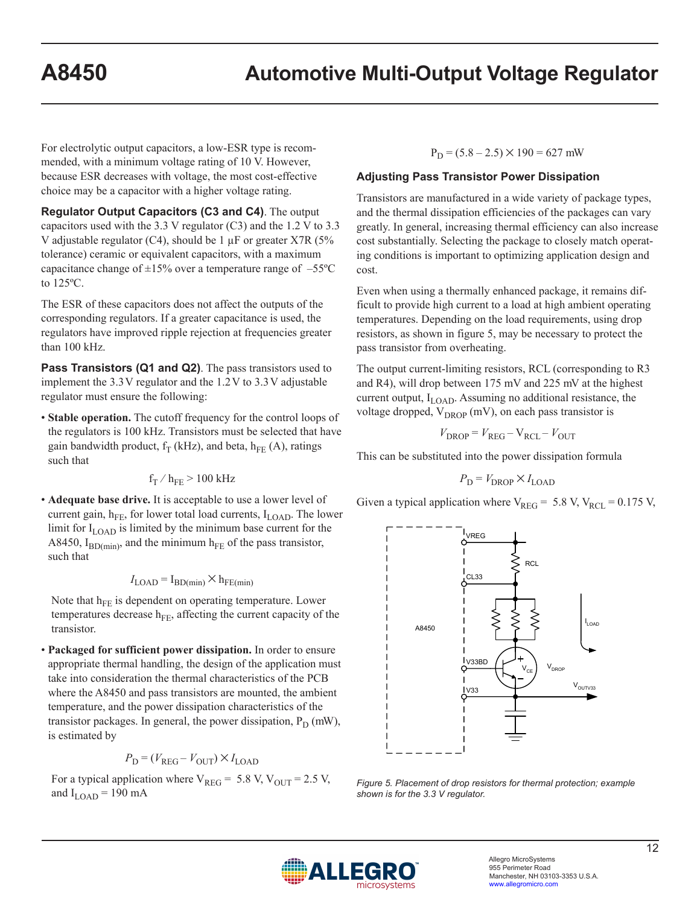For electrolytic output capacitors, a low-ESR type is recommended, with a minimum voltage rating of 10 V. However, because ESR decreases with voltage, the most cost-effective choice may be a capacitor with a higher voltage rating.

**Regulator Output Capacitors (C3 and C4)**. The output capacitors used with the 3.3 V regulator (C3) and the 1.2 V to 3.3 V adjustable regulator (C4), should be 1 µF or greater X7R (5% tolerance) ceramic or equivalent capacitors, with a maximum capacitance change of ±15% over a temperature range of –55ºC to 125ºC.

The ESR of these capacitors does not affect the outputs of the corresponding regulators. If a greater capacitance is used, the regulators have improved ripple rejection at frequencies greater than 100 kHz.

**Pass Transistors (Q1 and Q2)**. The pass transistors used to implement the 3.3 V regulator and the 1.2 V to 3.3 V adjustable regulator must ensure the following:

- **Stable operation.** The cutoff frequency for the control loops of the regulators is 100 kHz. Transistors must be selected that have gain bandwidth product, $f_T$ (kHz), and beta, $h_{FE}$ (A), ratings such that

$$f_T / h_{FE} > 100 \text{ kHz}$$

- **Adequate base drive.** It is acceptable to use a lower level of current gain, $h_{FE}$, for lower total load currents, $I_{LOAD}$. The lower limit for $I_{LOAD}$ is limited by the minimum base current for the A8450, $I_{BD(min)}$, and the minimum $h_{FE}$ of the pass transistor, such that

$$I_{LOAD} = I_{BD(min)} \times h_{FE(min)}$$

  Note that $h_{FE}$ is dependent on operating temperature. Lower temperatures decrease $h_{FE}$, affecting the current capacity of the transistor.

- **Packaged for sufficient power dissipation.** In order to ensure appropriate thermal handling, the design of the application must take into consideration the thermal characteristics of the PCB where the A8450 and pass transistors are mounted, the ambient temperature, and the power dissipation characteristics of the transistor packages. In general, the power dissipation, $P_D$ (mW), is estimated by

$$P_D = (V_{REG} - V_{OUT}) \times I_{LOAD}$$

  For a typical application where $V_{REG}$ = 5.8 V, $V_{OUT}$ = 2.5 V, and $I_{LOAD}$ = 190 mA

$$P_D = (5.8 - 2.5) \times 190 = 627 \text{ mW}$$

### Adjusting Pass Transistor Power Dissipation

Transistors are manufactured in a wide variety of package types, and the thermal dissipation efficiencies of the packages can vary greatly. In general, increasing thermal efficiency can also increase cost substantially. Selecting the package to closely match operating conditions is important to optimizing application design and cost.

Even when using a thermally enhanced package, it remains difficult to provide high current to a load at high ambient operating temperatures. Depending on the load requirements, using drop resistors, as shown in figure 5, may be necessary to protect the pass transistor from overheating.

The output current-limiting resistors, RCL (corresponding to R3 and R4), will drop between 175 mV and 225 mV at the highest current output, $I_{LOAD}$. Assuming no additional resistance, the voltage dropped, $V_{DROP}$ (mV), on each pass transistor is

$$V_{DROP} = V_{REG} - V_{RCL} - V_{OUT}$$

This can be substituted into the power dissipation formula

$$P_D = V_{DROP} \times I_{LOAD}$$

Given a typical application where $V_{REG}$ = 5.8 V, $V_{RCL}$ = 0.175 V,

*Figure 5. Placement of drop resistors for thermal protection; example shown is for the 3.3 V regulator.*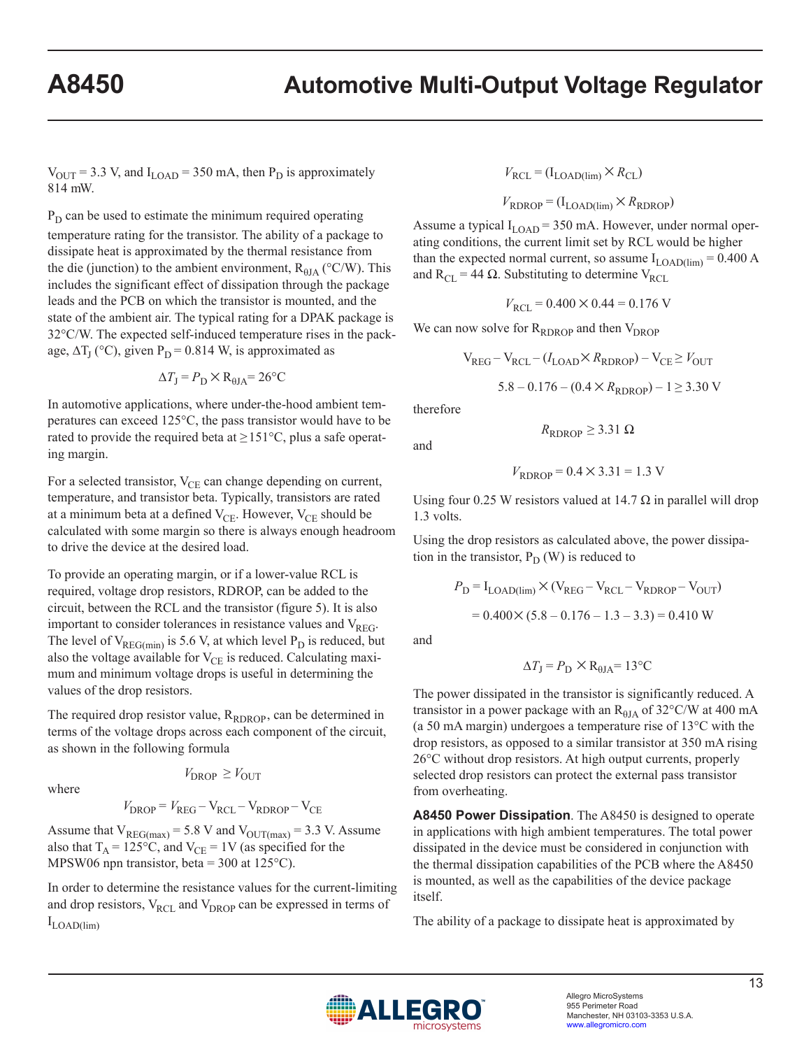$V_{OUT}$ = 3.3 V, and $I_{LOAD}$ = 350 mA, then $P_D$ is approximately 814 mW.

$P_D$ can be used to estimate the minimum required operating temperature rating for the transistor. The ability of a package to dissipate heat is approximated by the thermal resistance from the die (junction) to the ambient environment, $R_{\theta JA}$ (°C/W). This includes the significant effect of dissipation through the package leads and the PCB on which the transistor is mounted, and the state of the ambient air. The typical rating for a DPAK package is 32°C/W. The expected self-induced temperature rises in the package, $\Delta T_J$ (°C), given $P_D$ = 0.814 W, is approximated as

$$\Delta T_J = P_D \times R_{\theta JA} = 26°C$$

In automotive applications, where under-the-hood ambient temperatures can exceed 125°C, the pass transistor would have to be rated to provide the required beta at ≥151°C, plus a safe operating margin.

For a selected transistor, $V_{CE}$ can change depending on current, temperature, and transistor beta. Typically, transistors are rated at a minimum beta at a defined $V_{CE}$. However, $V_{CE}$ should be calculated with some margin so there is always enough headroom to drive the device at the desired load.

To provide an operating margin, or if a lower-value RCL is required, voltage drop resistors, RDROP, can be added to the circuit, between the RCL and the transistor (figure 5). It is also important to consider tolerances in resistance values and $V_{REG}$. The level of $V_{REG(min)}$ is 5.6 V, at which level $P_D$ is reduced, but also the voltage available for $V_{CE}$ is reduced. Calculating maximum and minimum voltage drops is useful in determining the values of the drop resistors.

The required drop resistor value, $R_{RDROP}$, can be determined in terms of the voltage drops across each component of the circuit, as shown in the following formula

$$V_{DROP} \geq V_{OUT}$$

where

$$V_{DROP} = V_{REG} - V_{RCL} - V_{RDROP} - V_{CE}$$

Assume that $V_{REG(max)}$ = 5.8 V and $V_{OUT(max)}$ = 3.3 V. Assume also that $T_A$ = 125°C, and $V_{CE}$ = 1V (as specified for the MPSW06 npn transistor, beta = 300 at 125°C).

In order to determine the resistance values for the current-limiting and drop resistors, $V_{RCL}$ and $V_{DROP}$ can be expressed in terms of $I_{LOAD(lim)}$

$$V_{RCL} = (I_{LOAD(lim)} \times R_{CL})$$

$$V_{RDROP} = (I_{LOAD(lim)} \times R_{RDROP})$$

Assume a typical $I_{LOAD}$ = 350 mA. However, under normal operating conditions, the current limit set by RCL would be higher than the expected normal current, so assume $I_{LOAD(lim)}$ = 0.400 A and $R_{CL}$ = 44 Ω. Substituting to determine $V_{RCL}$

$$V_{RCL} = 0.400 \times 0.44 = 0.176 \text{ V}$$

We can now solve for $R_{RDROP}$ and then $V_{DROP}$

$$V_{REG} - V_{RCL} - (I_{LOAD} \times R_{RDROP}) - V_{CE} \geq V_{OUT}$$

$$5.8 - 0.176 - (0.4 \times R_{RDROP}) - 1 \geq 3.30 \text{ V}$$

therefore

$$R_{RDROP} \geq 3.31 \ \Omega$$

and

$$V_{RDROP} = 0.4 \times 3.31 = 1.3 \text{ V}$$

Using four 0.25 W resistors valued at 14.7 Ω in parallel will drop 1.3 volts.

Using the drop resistors as calculated above, the power dissipation in the transistor, $P_D$ (W) is reduced to

$$P_D = I_{LOAD(lim)} \times (V_{REG} - V_{RCL} - V_{RDROP} - V_{OUT})$$

$$= 0.400 \times (5.8 - 0.176 - 1.3 - 3.3) = 0.410 \text{ W}$$

and

$$\Delta T_J = P_D \times R_{\theta JA} = 13°C$$

The power dissipated in the transistor is significantly reduced. A transistor in a power package with an $R_{\theta JA}$ of 32°C/W at 400 mA (a 50 mA margin) undergoes a temperature rise of 13°C with the drop resistors, as opposed to a similar transistor at 350 mA rising 26°C without drop resistors. At high output currents, properly selected drop resistors can protect the external pass transistor from overheating.

**A8450 Power Dissipation**. The A8450 is designed to operate in applications with high ambient temperatures. The total power dissipated in the device must be considered in conjunction with the thermal dissipation capabilities of the PCB where the A8450 is mounted, as well as the capabilities of the device package itself.

The ability of a package to dissipate heat is approximated by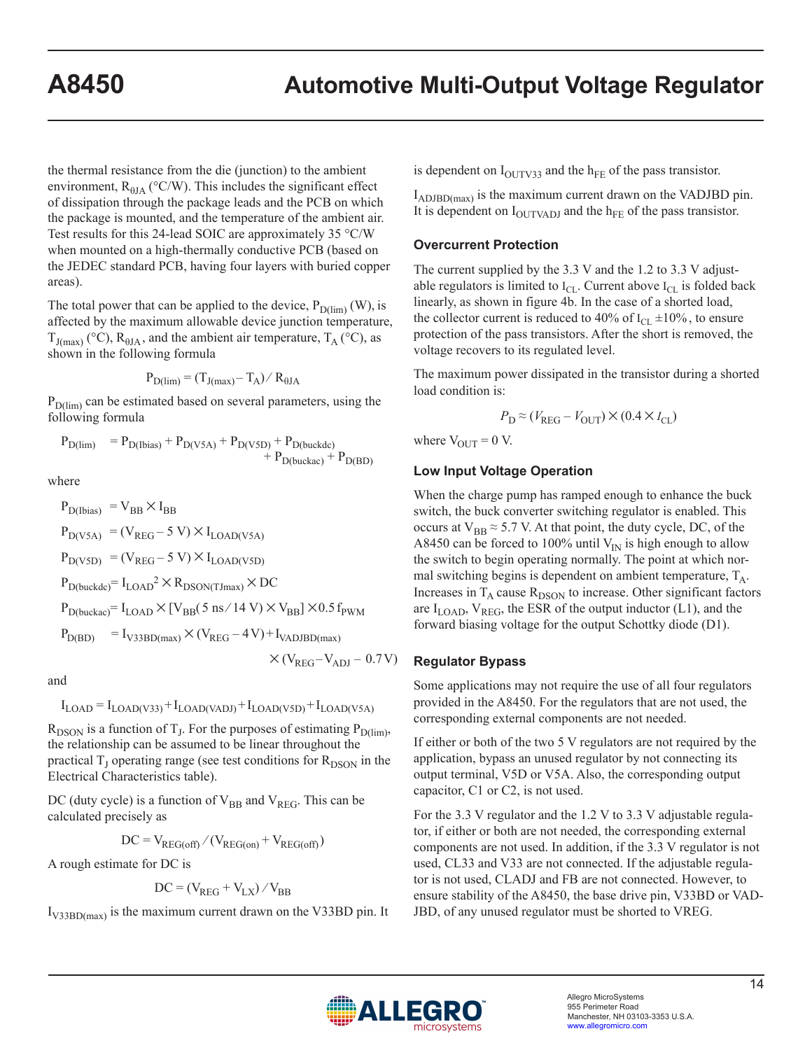the thermal resistance from the die (junction) to the ambient environment, $R_{\theta JA}$ (°C/W). This includes the significant effect of dissipation through the package leads and the PCB on which the package is mounted, and the temperature of the ambient air. Test results for this 24-lead SOIC are approximately 35 °C/W when mounted on a high-thermally conductive PCB (based on the JEDEC standard PCB, having four layers with buried copper areas).

The total power that can be applied to the device, $P_{D(lim)}$ (W), is affected by the maximum allowable device junction temperature, $T_{J(max)}$ (°C), $R_{\theta JA}$, and the ambient air temperature, $T_A$ (°C), as shown in the following formula

$$P_{D(lim)} = (T_{J(max)} - T_A) / R_{\theta JA}$$

$P_{D(lim)}$ can be estimated based on several parameters, using the following formula

$$P_{D(lim)} = P_{D(Ibias)} + P_{D(V5A)} + P_{D(V5D)} + P_{D(buckdc)} + P_{D(buckac)} + P_{D(BD)}$$

where

$$P_{D(Ibias)} = V_{BB} \times I_{BB}$$

$$P_{D(V5A)} = (V_{REG} - 5\text{ V}) \times I_{LOAD(V5A)}$$

$$P_{D(V5D)} = (V_{REG} - 5\text{ V}) \times I_{LOAD(V5D)}$$

$$P_{D(buckdc)} = I_{LOAD}^2 \times R_{DSON(TJmax)} \times DC$$

$$P_{D(buckac)} = I_{LOAD} \times [V_{BB}(5\text{ ns} / 14\text{ V}) \times V_{BB}] \times 0.5\, f_{PWM}$$

$$P_{D(BD)} = I_{V33BD(max)} \times (V_{REG} - 4\text{ V}) + I_{VADJBD(max)} \times (V_{REG} - V_{ADJ} - 0.7\text{ V})$$

and

$$I_{LOAD} = I_{LOAD(V33)} + I_{LOAD(VADJ)} + I_{LOAD(V5D)} + I_{LOAD(V5A)}$$

$R_{DSON}$ is a function of $T_J$. For the purposes of estimating $P_{D(lim)}$, the relationship can be assumed to be linear throughout the practical $T_J$ operating range (see test conditions for $R_{DSON}$ in the Electrical Characteristics table).

DC (duty cycle) is a function of $V_{BB}$ and $V_{REG}$. This can be calculated precisely as

$$DC = V_{REG(off)} / (V_{REG(on)} + V_{REG(off)})$$

A rough estimate for DC is

$$DC = (V_{REG} + V_{LX}) / V_{BB}$$

$I_{V33BD(max)}$ is the maximum current drawn on the V33BD pin. It is dependent on $I_{OUTV33}$ and the $h_{FE}$ of the pass transistor.

$I_{ADJBD(max)}$ is the maximum current drawn on the VADJBD pin. It is dependent on $I_{OUTVADJ}$ and the $h_{FE}$ of the pass transistor.

### Overcurrent Protection

The current supplied by the 3.3 V and the 1.2 to 3.3 V adjustable regulators is limited to $I_{CL}$. Current above $I_{CL}$ is folded back linearly, as shown in figure 4b. In the case of a shorted load, the collector current is reduced to 40% of $I_{CL}$ ±10%, to ensure protection of the pass transistors. After the short is removed, the voltage recovers to its regulated level.

The maximum power dissipated in the transistor during a shorted load condition is:

$$P_D \approx (V_{REG} - V_{OUT}) \times (0.4 \times I_{CL})$$

where $V_{OUT} = 0$ V.

### Low Input Voltage Operation

When the charge pump has ramped enough to enhance the buck switch, the buck converter switching regulator is enabled. This occurs at $V_{BB} \approx 5.7$ V. At that point, the duty cycle, DC, of the A8450 can be forced to 100% until $V_{IN}$ is high enough to allow the switch to begin operating normally. The point at which normal switching begins is dependent on ambient temperature, $T_A$. Increases in $T_A$ cause $R_{DSON}$ to increase. Other significant factors are $I_{LOAD}$, $V_{REG}$, the ESR of the output inductor (L1), and the forward biasing voltage for the output Schottky diode (D1).

### Regulator Bypass

Some applications may not require the use of all four regulators provided in the A8450. For the regulators that are not used, the corresponding external components are not needed.

If either or both of the two 5 V regulators are not required by the application, bypass an unused regulator by not connecting its output terminal, V5D or V5A. Also, the corresponding output capacitor, C1 or C2, is not used.

For the 3.3 V regulator and the 1.2 V to 3.3 V adjustable regulator, if either or both are not needed, the corresponding external components are not used. In addition, if the 3.3 V regulator is not used, CL33 and V33 are not connected. If the adjustable regulator is not used, CLADJ and FB are not connected. However, to ensure stability of the A8450, the base drive pin, V33BD or VADJBD, of any unused regulator must be shorted to VREG.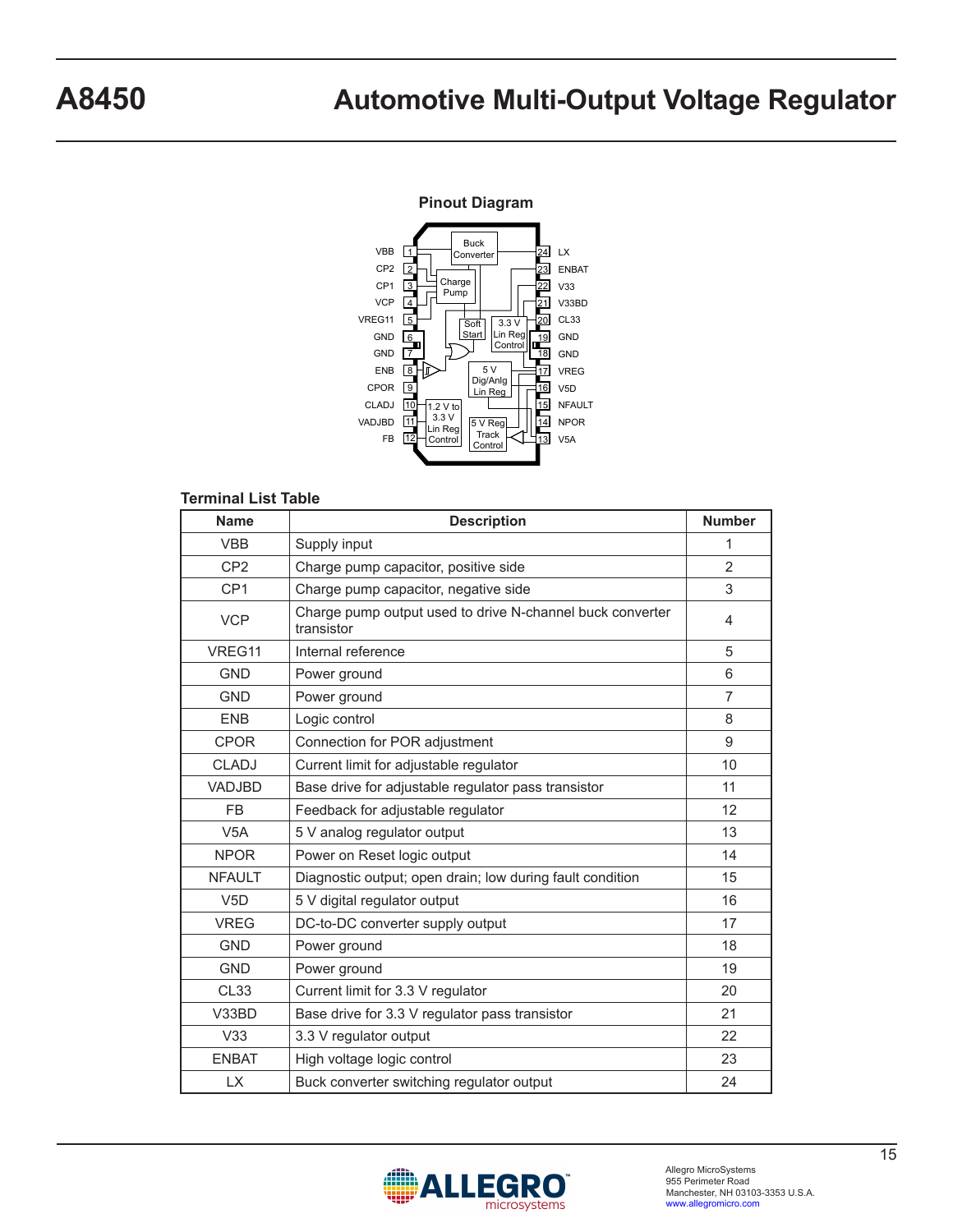## Pinout Diagram

## Terminal List Table

| Name | Description | Number |
|---|---|---|
| VBB | Supply input | 1 |
| CP2 | Charge pump capacitor, positive side | 2 |
| CP1 | Charge pump capacitor, negative side | 3 |
| VCP | Charge pump output used to drive N-channel buck converter transistor | 4 |
| VREG11 | Internal reference | 5 |
| GND | Power ground | 6 |
| GND | Power ground | 7 |
| ENB | Logic control | 8 |
| CPOR | Connection for POR adjustment | 9 |
| CLADJ | Current limit for adjustable regulator | 10 |
| VADJBD | Base drive for adjustable regulator pass transistor | 11 |
| FB | Feedback for adjustable regulator | 12 |
| V5A | 5 V analog regulator output | 13 |
| NPOR | Power on Reset logic output | 14 |
| NFAULT | Diagnostic output; open drain; low during fault condition | 15 |
| V5D | 5 V digital regulator output | 16 |
| VREG | DC-to-DC converter supply output | 17 |
| GND | Power ground | 18 |
| GND | Power ground | 19 |
| CL33 | Current limit for 3.3 V regulator | 20 |
| V33BD | Base drive for 3.3 V regulator pass transistor | 21 |
| V33 | 3.3 V regulator output | 22 |
| ENBAT | High voltage logic control | 23 |
| LX | Buck converter switching regulator output | 24 |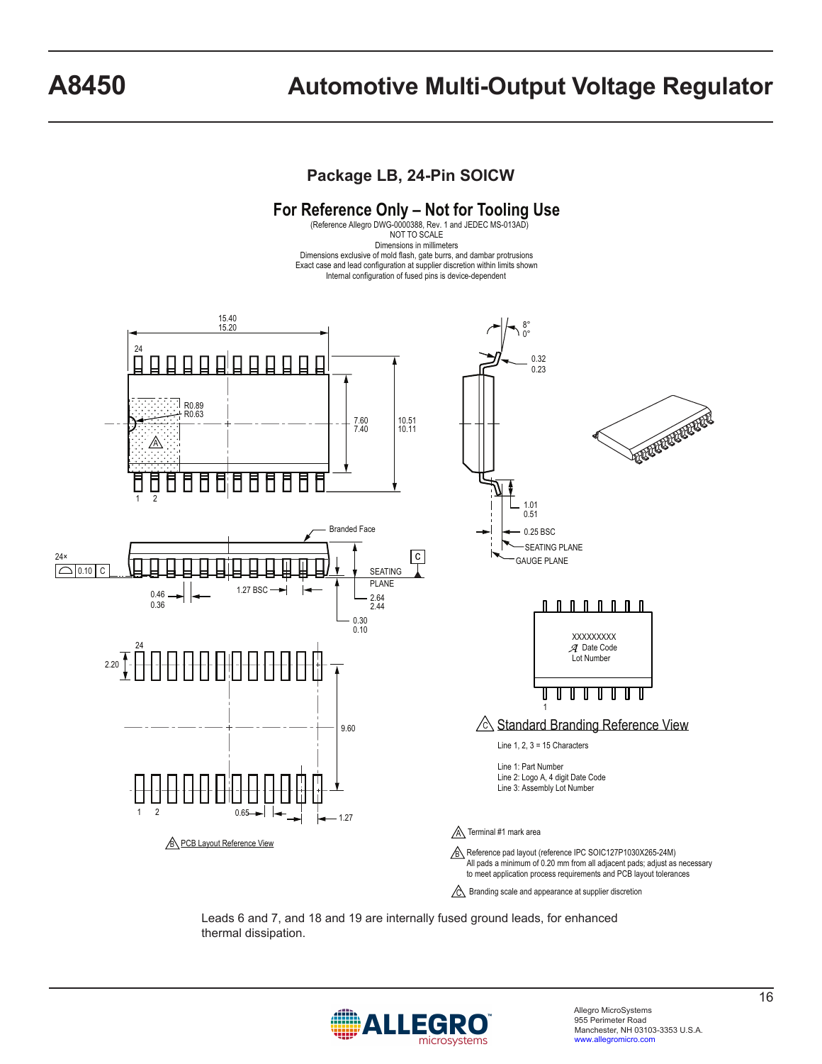## Package LB, 24-Pin SOICW

**For Reference Only – Not for Tooling Use**

(Reference Allegro DWG-0000388, Rev. 1 and JEDEC MS-013AD)
NOT TO SCALE
Dimensions in millimeters
Dimensions exclusive of mold flash, gate burrs, and dambar protrusions
Exact case and lead configuration at supplier discretion within limits shown
Internal configuration of fused pins is device-dependent

A Terminal #1 mark area

B Reference pad layout (reference IPC SOIC127P1030X265-24M)
All pads a minimum of 0.20 mm from all adjacent pads; adjust as necessary to meet application process requirements and PCB layout tolerances

C Branding scale and appearance at supplier discretion

**Standard Branding Reference View**

Line 1, 2, 3 = 15 Characters

Line 1: Part Number
Line 2: Logo A, 4 digit Date Code
Line 3: Assembly Lot Number

Leads 6 and 7, and 18 and 19 are internally fused ground leads, for enhanced thermal dissipation.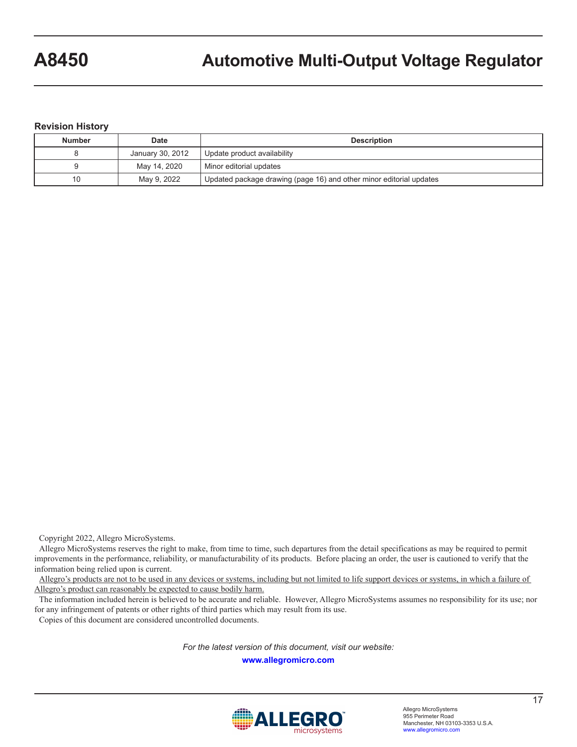### Revision History

| Number | Date | Description |
|---|---|---|
| 8 | January 30, 2012 | Update product availability |
| 9 | May 14, 2020 | Minor editorial updates |
| 10 | May 9, 2022 | Updated package drawing (page 16) and other minor editorial updates |

Copyright 2022, Allegro MicroSystems.

Allegro MicroSystems reserves the right to make, from time to time, such departures from the detail specifications as may be required to permit improvements in the performance, reliability, or manufacturability of its products. Before placing an order, the user is cautioned to verify that the information being relied upon is current.

Allegro's products are not to be used in any devices or systems, including but not limited to life support devices or systems, in which a failure of Allegro's product can reasonably be expected to cause bodily harm.

The information included herein is believed to be accurate and reliable. However, Allegro MicroSystems assumes no responsibility for its use; nor for any infringement of patents or other rights of third parties which may result from its use.

Copies of this document are considered uncontrolled documents.

*For the latest version of this document, visit our website:*

**www.allegromicro.com**